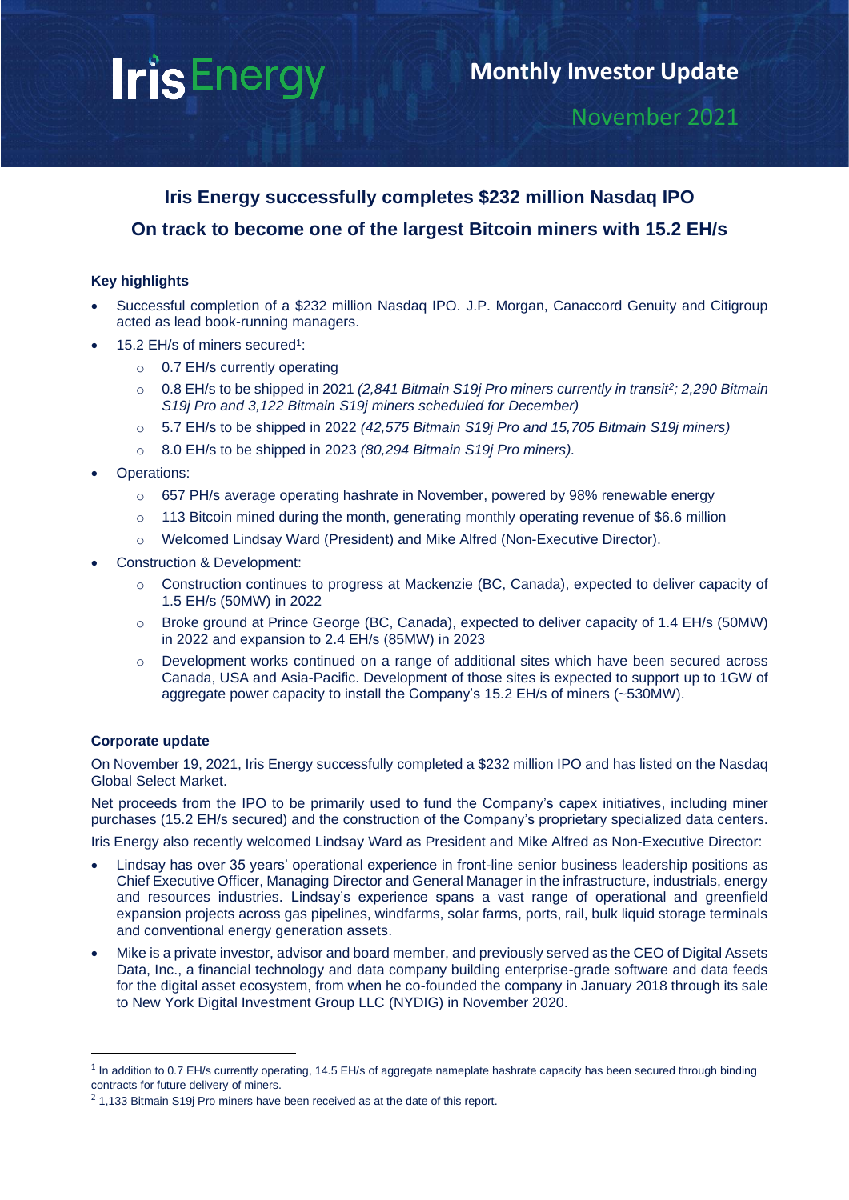Iris Energy

# Monthly Investor Update

November 2021

## Iris Energy successfully completes $232 million Nasdaq IPO

## On track to become one of the largest Bitcoin miners with 15.2 EH/s

### Key highlights

- Successful completion of a $232 million Nasdaq IPO. J.P. Morgan, Canaccord Genuity and Citigroup acted as lead book-running managers.
- 15.2 EH/s of miners secured[1]:
  - 0.7 EH/s currently operating
  - 0.8 EH/s to be shipped in 2021 *(2,841 Bitmain S19j Pro miners currently in transit[2]; 2,290 Bitmain S19j Pro and 3,122 Bitmain S19j miners scheduled for December)*
  - 5.7 EH/s to be shipped in 2022 *(42,575 Bitmain S19j Pro and 15,705 Bitmain S19j miners)*
  - 8.0 EH/s to be shipped in 2023 *(80,294 Bitmain S19j Pro miners).*
- Operations:
  - 657 PH/s average operating hashrate in November, powered by 98% renewable energy
  - 113 Bitcoin mined during the month, generating monthly operating revenue of $6.6 million
  - Welcomed Lindsay Ward (President) and Mike Alfred (Non-Executive Director).
- Construction & Development:
  - Construction continues to progress at Mackenzie (BC, Canada), expected to deliver capacity of 1.5 EH/s (50MW) in 2022
  - Broke ground at Prince George (BC, Canada), expected to deliver capacity of 1.4 EH/s (50MW) in 2022 and expansion to 2.4 EH/s (85MW) in 2023
  - Development works continued on a range of additional sites which have been secured across Canada, USA and Asia-Pacific. Development of those sites is expected to support up to 1GW of aggregate power capacity to install the Company's 15.2 EH/s of miners (~530MW).

### Corporate update

On November 19, 2021, Iris Energy successfully completed a $232 million IPO and has listed on the Nasdaq Global Select Market.

Net proceeds from the IPO to be primarily used to fund the Company's capex initiatives, including miner purchases (15.2 EH/s secured) and the construction of the Company's proprietary specialized data centers.

Iris Energy also recently welcomed Lindsay Ward as President and Mike Alfred as Non-Executive Director:

- Lindsay has over 35 years' operational experience in front-line senior business leadership positions as Chief Executive Officer, Managing Director and General Manager in the infrastructure, industrials, energy and resources industries. Lindsay's experience spans a vast range of operational and greenfield expansion projects across gas pipelines, windfarms, solar farms, ports, rail, bulk liquid storage terminals and conventional energy generation assets.
- Mike is a private investor, advisor and board member, and previously served as the CEO of Digital Assets Data, Inc., a financial technology and data company building enterprise-grade software and data feeds for the digital asset ecosystem, from when he co-founded the company in January 2018 through its sale to New York Digital Investment Group LLC (NYDIG) in November 2020.

---

[1] In addition to 0.7 EH/s currently operating, 14.5 EH/s of aggregate nameplate hashrate capacity has been secured through binding contracts for future delivery of miners.

[2] 1,133 Bitmain S19j Pro miners have been received as at the date of this report.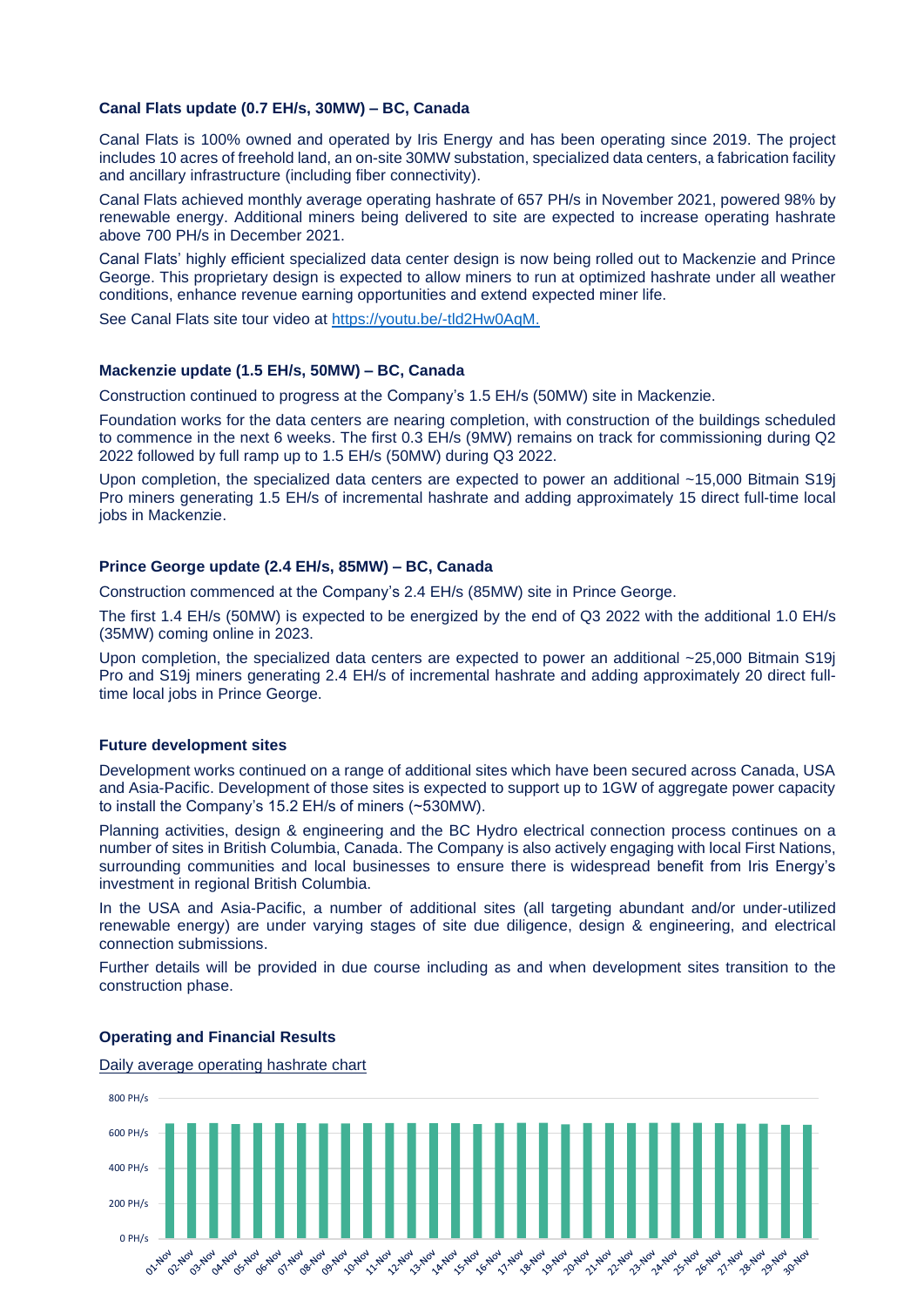**Canal Flats update (0.7 EH/s, 30MW) – BC, Canada**

Canal Flats is 100% owned and operated by Iris Energy and has been operating since 2019. The project includes 10 acres of freehold land, an on-site 30MW substation, specialized data centers, a fabrication facility and ancillary infrastructure (including fiber connectivity).

Canal Flats achieved monthly average operating hashrate of 657 PH/s in November 2021, powered 98% by renewable energy. Additional miners being delivered to site are expected to increase operating hashrate above 700 PH/s in December 2021.

Canal Flats' highly efficient specialized data center design is now being rolled out to Mackenzie and Prince George. This proprietary design is expected to allow miners to run at optimized hashrate under all weather conditions, enhance revenue earning opportunities and extend expected miner life.

See Canal Flats site tour video at [https://youtu.be/-tld2Hw0AqM.](https://youtu.be/-tld2Hw0AqM)

**Mackenzie update (1.5 EH/s, 50MW) – BC, Canada**

Construction continued to progress at the Company's 1.5 EH/s (50MW) site in Mackenzie.

Foundation works for the data centers are nearing completion, with construction of the buildings scheduled to commence in the next 6 weeks. The first 0.3 EH/s (9MW) remains on track for commissioning during Q2 2022 followed by full ramp up to 1.5 EH/s (50MW) during Q3 2022.

Upon completion, the specialized data centers are expected to power an additional ~15,000 Bitmain S19j Pro miners generating 1.5 EH/s of incremental hashrate and adding approximately 15 direct full-time local jobs in Mackenzie.

**Prince George update (2.4 EH/s, 85MW) – BC, Canada**

Construction commenced at the Company's 2.4 EH/s (85MW) site in Prince George.

The first 1.4 EH/s (50MW) is expected to be energized by the end of Q3 2022 with the additional 1.0 EH/s (35MW) coming online in 2023.

Upon completion, the specialized data centers are expected to power an additional ~25,000 Bitmain S19j Pro and S19j miners generating 2.4 EH/s of incremental hashrate and adding approximately 20 direct full-time local jobs in Prince George.

**Future development sites**

Development works continued on a range of additional sites which have been secured across Canada, USA and Asia-Pacific. Development of those sites is expected to support up to 1GW of aggregate power capacity to install the Company's 15.2 EH/s of miners (~530MW).

Planning activities, design & engineering and the BC Hydro electrical connection process continues on a number of sites in British Columbia, Canada. The Company is also actively engaging with local First Nations, surrounding communities and local businesses to ensure there is widespread benefit from Iris Energy's investment in regional British Columbia.

In the USA and Asia-Pacific, a number of additional sites (all targeting abundant and/or under-utilized renewable energy) are under varying stages of site due diligence, design & engineering, and electrical connection submissions.

Further details will be provided in due course including as and when development sites transition to the construction phase.

**Operating and Financial Results**

Daily average operating hashrate chart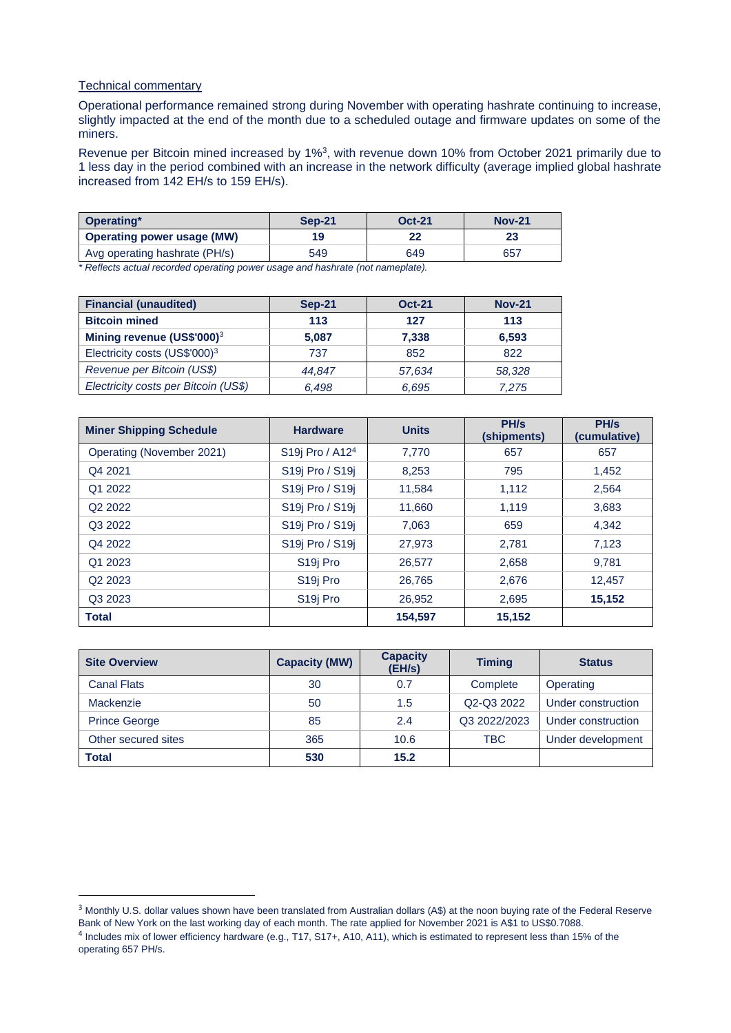Technical commentary

Operational performance remained strong during November with operating hashrate continuing to increase, slightly impacted at the end of the month due to a scheduled outage and firmware updates on some of the miners.

Revenue per Bitcoin mined increased by 1%[3], with revenue down 10% from October 2021 primarily due to 1 less day in the period combined with an increase in the network difficulty (average implied global hashrate increased from 142 EH/s to 159 EH/s).

| **Operating*** | **Sep-21** | **Oct-21** | **Nov-21** |
|---|---|---|---|
| **Operating power usage (MW)** | **19** | **22** | **23** |
| Avg operating hashrate (PH/s) | 549 | 649 | 657 |

*\* Reflects actual recorded operating power usage and hashrate (not nameplate).*

| **Financial (unaudited)** | **Sep-21** | **Oct-21** | **Nov-21** |
|---|---|---|---|
| **Bitcoin mined** | **113** | **127** | **113** |
| **Mining revenue (US$'000)**[3] | **5,087** | **7,338** | **6,593** |
| Electricity costs (US$'000)[3] | 737 | 852 | 822 |
| *Revenue per Bitcoin (US$)* | *44,847* | *57,634* | *58,328* |
| *Electricity costs per Bitcoin (US$)* | *6,498* | *6,695* | *7,275* |

| **Miner Shipping Schedule** | **Hardware** | **Units** | **PH/s (shipments)** | **PH/s (cumulative)** |
|---|---|---|---|---|
| Operating (November 2021) | S19j Pro / A12[4] | 7,770 | 657 | 657 |
| Q4 2021 | S19j Pro / S19j | 8,253 | 795 | 1,452 |
| Q1 2022 | S19j Pro / S19j | 11,584 | 1,112 | 2,564 |
| Q2 2022 | S19j Pro / S19j | 11,660 | 1,119 | 3,683 |
| Q3 2022 | S19j Pro / S19j | 7,063 | 659 | 4,342 |
| Q4 2022 | S19j Pro / S19j | 27,973 | 2,781 | 7,123 |
| Q1 2023 | S19j Pro | 26,577 | 2,658 | 9,781 |
| Q2 2023 | S19j Pro | 26,765 | 2,676 | 12,457 |
| Q3 2023 | S19j Pro | 26,952 | 2,695 | **15,152** |
| **Total** | | **154,597** | **15,152** | |

| **Site Overview** | **Capacity (MW)** | **Capacity (EH/s)** | **Timing** | **Status** |
|---|---|---|---|---|
| Canal Flats | 30 | 0.7 | Complete | Operating |
| Mackenzie | 50 | 1.5 | Q2-Q3 2022 | Under construction |
| Prince George | 85 | 2.4 | Q3 2022/2023 | Under construction |
| Other secured sites | 365 | 10.6 | TBC | Under development |
| **Total** | **530** | **15.2** | | |

[3] Monthly U.S. dollar values shown have been translated from Australian dollars (A$) at the noon buying rate of the Federal Reserve Bank of New York on the last working day of each month. The rate applied for November 2021 is A$1 to US$0.7088.

[4] Includes mix of lower efficiency hardware (e.g., T17, S17+, A10, A11), which is estimated to represent less than 15% of the operating 657 PH/s.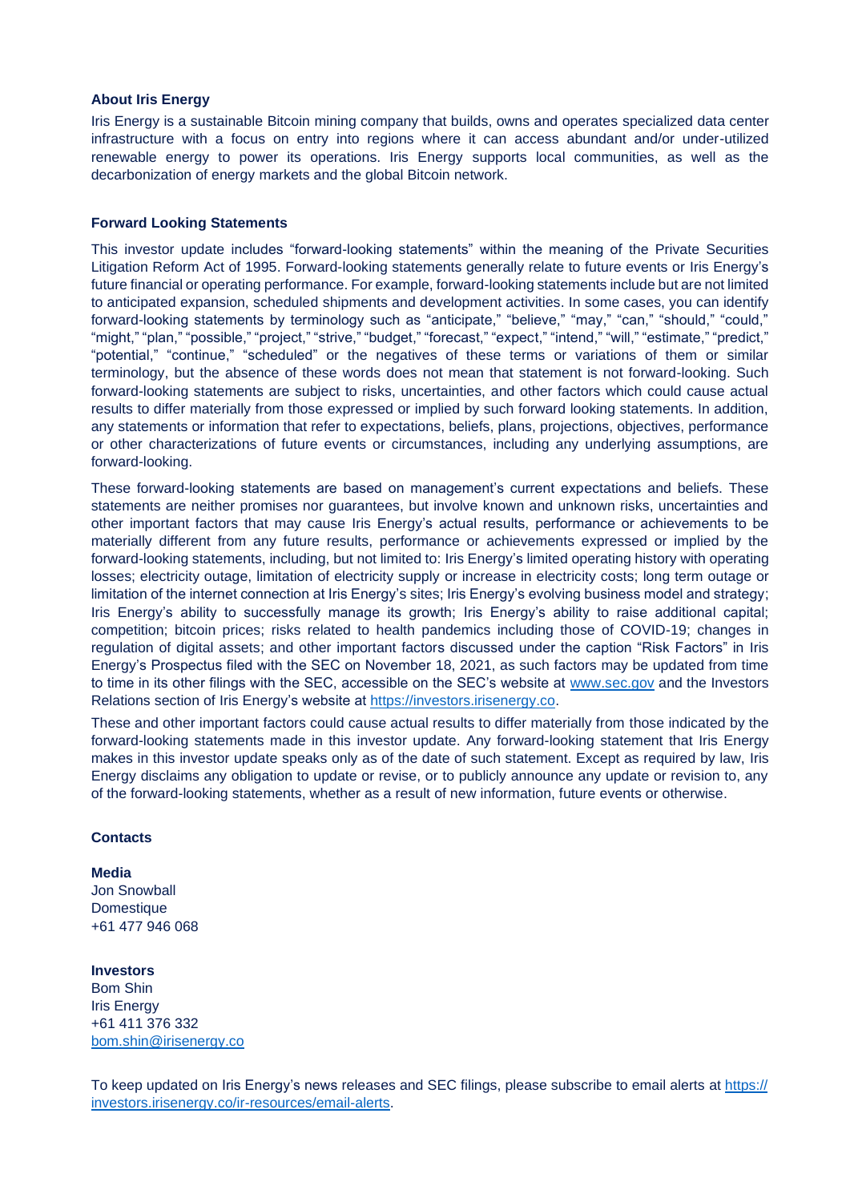### About Iris Energy

Iris Energy is a sustainable Bitcoin mining company that builds, owns and operates specialized data center infrastructure with a focus on entry into regions where it can access abundant and/or under-utilized renewable energy to power its operations. Iris Energy supports local communities, as well as the decarbonization of energy markets and the global Bitcoin network.

### Forward Looking Statements

This investor update includes "forward-looking statements" within the meaning of the Private Securities Litigation Reform Act of 1995. Forward-looking statements generally relate to future events or Iris Energy's future financial or operating performance. For example, forward-looking statements include but are not limited to anticipated expansion, scheduled shipments and development activities. In some cases, you can identify forward-looking statements by terminology such as "anticipate," "believe," "may," "can," "should," "could," "might," "plan," "possible," "project," "strive," "budget," "forecast," "expect," "intend," "will," "estimate," "predict," "potential," "continue," "scheduled" or the negatives of these terms or variations of them or similar terminology, but the absence of these words does not mean that statement is not forward-looking. Such forward-looking statements are subject to risks, uncertainties, and other factors which could cause actual results to differ materially from those expressed or implied by such forward looking statements. In addition, any statements or information that refer to expectations, beliefs, plans, projections, objectives, performance or other characterizations of future events or circumstances, including any underlying assumptions, are forward-looking.

These forward-looking statements are based on management's current expectations and beliefs. These statements are neither promises nor guarantees, but involve known and unknown risks, uncertainties and other important factors that may cause Iris Energy's actual results, performance or achievements to be materially different from any future results, performance or achievements expressed or implied by the forward-looking statements, including, but not limited to: Iris Energy's limited operating history with operating losses; electricity outage, limitation of electricity supply or increase in electricity costs; long term outage or limitation of the internet connection at Iris Energy's sites; Iris Energy's evolving business model and strategy; Iris Energy's ability to successfully manage its growth; Iris Energy's ability to raise additional capital; competition; bitcoin prices; risks related to health pandemics including those of COVID-19; changes in regulation of digital assets; and other important factors discussed under the caption "Risk Factors" in Iris Energy's Prospectus filed with the SEC on November 18, 2021, as such factors may be updated from time to time in its other filings with the SEC, accessible on the SEC's website at [www.sec.gov](www.sec.gov) and the Investors Relations section of Iris Energy's website at [https://investors.irisenergy.co](https://investors.irisenergy.co).

These and other important factors could cause actual results to differ materially from those indicated by the forward-looking statements made in this investor update. Any forward-looking statement that Iris Energy makes in this investor update speaks only as of the date of such statement. Except as required by law, Iris Energy disclaims any obligation to update or revise, or to publicly announce any update or revision to, any of the forward-looking statements, whether as a result of new information, future events or otherwise.

### Contacts

**Media**
Jon Snowball
Domestique
+61 477 946 068

**Investors**
Bom Shin
Iris Energy
+61 411 376 332
[bom.shin@irisenergy.co](mailto:bom.shin@irisenergy.co)

To keep updated on Iris Energy's news releases and SEC filings, please subscribe to email alerts at [https://investors.irisenergy.co/ir-resources/email-alerts](https://investors.irisenergy.co/ir-resources/email-alerts).